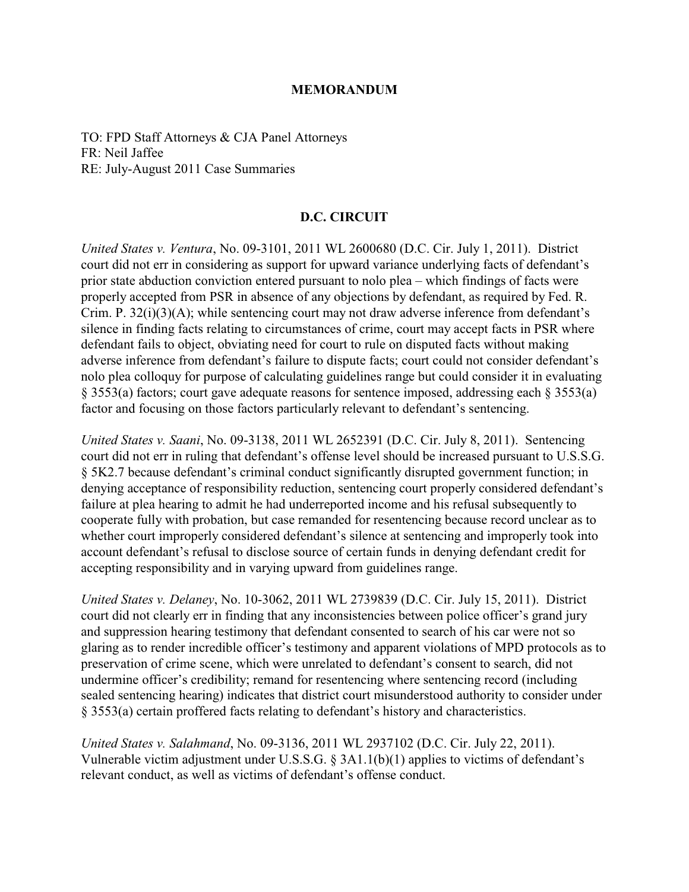**MEMORANDUM**

TO: FPD Staff Attorneys & CJA Panel Attorneys
FR: Neil Jaffee
RE: July-August 2011 Case Summaries

## D.C. CIRCUIT

*United States v. Ventura*, No. 09-3101, 2011 WL 2600680 (D.C. Cir. July 1, 2011). District court did not err in considering as support for upward variance underlying facts of defendant's prior state abduction conviction entered pursuant to nolo plea – which findings of facts were properly accepted from PSR in absence of any objections by defendant, as required by Fed. R. Crim. P. 32(i)(3)(A); while sentencing court may not draw adverse inference from defendant's silence in finding facts relating to circumstances of crime, court may accept facts in PSR where defendant fails to object, obviating need for court to rule on disputed facts without making adverse inference from defendant's failure to dispute facts; court could not consider defendant's nolo plea colloquy for purpose of calculating guidelines range but could consider it in evaluating § 3553(a) factors; court gave adequate reasons for sentence imposed, addressing each § 3553(a) factor and focusing on those factors particularly relevant to defendant's sentencing.

*United States v. Saani*, No. 09-3138, 2011 WL 2652391 (D.C. Cir. July 8, 2011). Sentencing court did not err in ruling that defendant's offense level should be increased pursuant to U.S.S.G. § 5K2.7 because defendant's criminal conduct significantly disrupted government function; in denying acceptance of responsibility reduction, sentencing court properly considered defendant's failure at plea hearing to admit he had underreported income and his refusal subsequently to cooperate fully with probation, but case remanded for resentencing because record unclear as to whether court improperly considered defendant's silence at sentencing and improperly took into account defendant's refusal to disclose source of certain funds in denying defendant credit for accepting responsibility and in varying upward from guidelines range.

*United States v. Delaney*, No. 10-3062, 2011 WL 2739839 (D.C. Cir. July 15, 2011). District court did not clearly err in finding that any inconsistencies between police officer's grand jury and suppression hearing testimony that defendant consented to search of his car were not so glaring as to render incredible officer's testimony and apparent violations of MPD protocols as to preservation of crime scene, which were unrelated to defendant's consent to search, did not undermine officer's credibility; remand for resentencing where sentencing record (including sealed sentencing hearing) indicates that district court misunderstood authority to consider under § 3553(a) certain proffered facts relating to defendant's history and characteristics.

*United States v. Salahmand*, No. 09-3136, 2011 WL 2937102 (D.C. Cir. July 22, 2011). Vulnerable victim adjustment under U.S.S.G. § 3A1.1(b)(1) applies to victims of defendant's relevant conduct, as well as victims of defendant's offense conduct.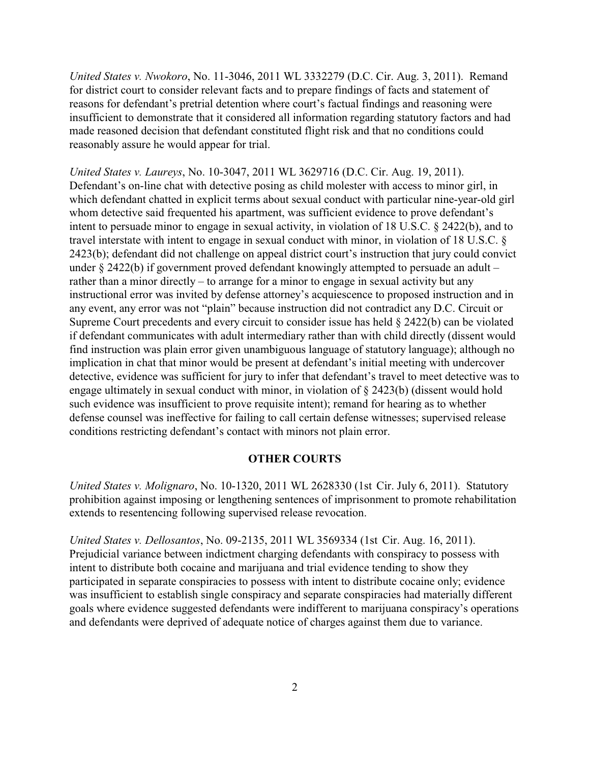*United States v. Nwokoro*, No. 11-3046, 2011 WL 3332279 (D.C. Cir. Aug. 3, 2011). Remand for district court to consider relevant facts and to prepare findings of facts and statement of reasons for defendant's pretrial detention where court's factual findings and reasoning were insufficient to demonstrate that it considered all information regarding statutory factors and had made reasoned decision that defendant constituted flight risk and that no conditions could reasonably assure he would appear for trial.

*United States v. Laureys*, No. 10-3047, 2011 WL 3629716 (D.C. Cir. Aug. 19, 2011). Defendant's on-line chat with detective posing as child molester with access to minor girl, in which defendant chatted in explicit terms about sexual conduct with particular nine-year-old girl whom detective said frequented his apartment, was sufficient evidence to prove defendant's intent to persuade minor to engage in sexual activity, in violation of 18 U.S.C. § 2422(b), and to travel interstate with intent to engage in sexual conduct with minor, in violation of 18 U.S.C. § 2423(b); defendant did not challenge on appeal district court's instruction that jury could convict under § 2422(b) if government proved defendant knowingly attempted to persuade an adult – rather than a minor directly – to arrange for a minor to engage in sexual activity but any instructional error was invited by defense attorney's acquiescence to proposed instruction and in any event, any error was not "plain" because instruction did not contradict any D.C. Circuit or Supreme Court precedents and every circuit to consider issue has held § 2422(b) can be violated if defendant communicates with adult intermediary rather than with child directly (dissent would find instruction was plain error given unambiguous language of statutory language); although no implication in chat that minor would be present at defendant's initial meeting with undercover detective, evidence was sufficient for jury to infer that defendant's travel to meet detective was to engage ultimately in sexual conduct with minor, in violation of § 2423(b) (dissent would hold such evidence was insufficient to prove requisite intent); remand for hearing as to whether defense counsel was ineffective for failing to call certain defense witnesses; supervised release conditions restricting defendant's contact with minors not plain error.

## OTHER COURTS

*United States v. Molignaro*, No. 10-1320, 2011 WL 2628330 (1st Cir. July 6, 2011). Statutory prohibition against imposing or lengthening sentences of imprisonment to promote rehabilitation extends to resentencing following supervised release revocation.

*United States v. Dellosantos*, No. 09-2135, 2011 WL 3569334 (1st Cir. Aug. 16, 2011). Prejudicial variance between indictment charging defendants with conspiracy to possess with intent to distribute both cocaine and marijuana and trial evidence tending to show they participated in separate conspiracies to possess with intent to distribute cocaine only; evidence was insufficient to establish single conspiracy and separate conspiracies had materially different goals where evidence suggested defendants were indifferent to marijuana conspiracy's operations and defendants were deprived of adequate notice of charges against them due to variance.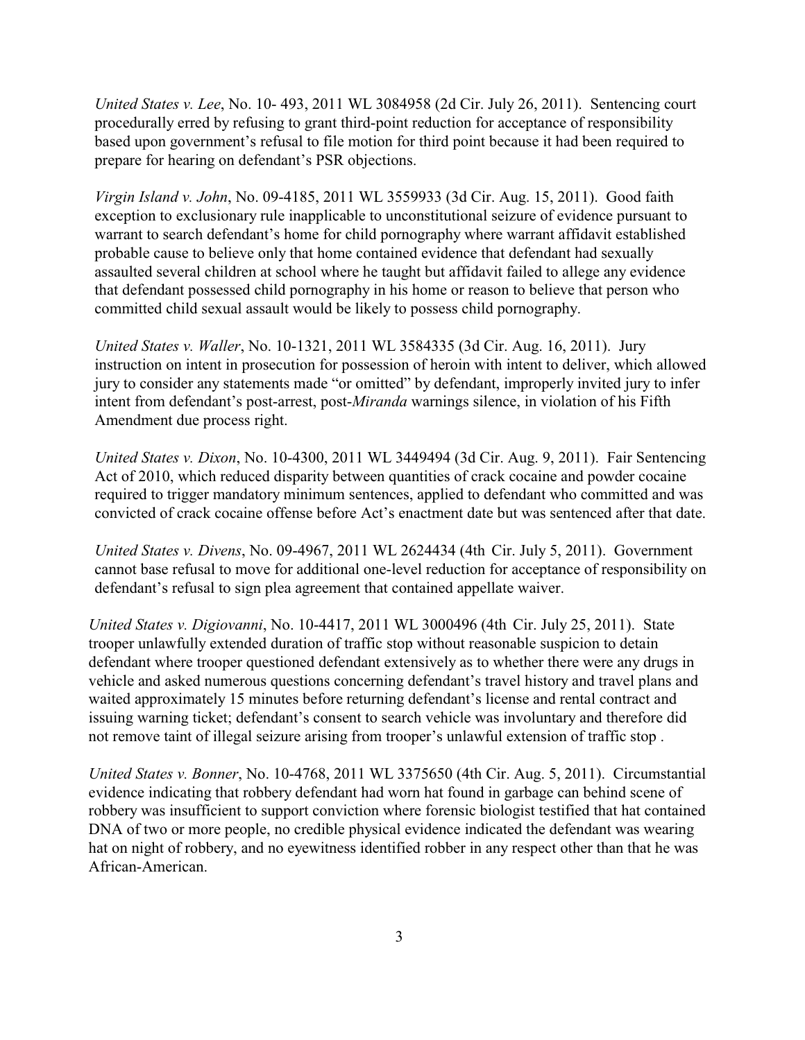*United States v. Lee*, No. 10- 493, 2011 WL 3084958 (2d Cir. July 26, 2011). Sentencing court procedurally erred by refusing to grant third-point reduction for acceptance of responsibility based upon government's refusal to file motion for third point because it had been required to prepare for hearing on defendant's PSR objections.

*Virgin Island v. John*, No. 09-4185, 2011 WL 3559933 (3d Cir. Aug. 15, 2011). Good faith exception to exclusionary rule inapplicable to unconstitutional seizure of evidence pursuant to warrant to search defendant's home for child pornography where warrant affidavit established probable cause to believe only that home contained evidence that defendant had sexually assaulted several children at school where he taught but affidavit failed to allege any evidence that defendant possessed child pornography in his home or reason to believe that person who committed child sexual assault would be likely to possess child pornography.

*United States v. Waller*, No. 10-1321, 2011 WL 3584335 (3d Cir. Aug. 16, 2011). Jury instruction on intent in prosecution for possession of heroin with intent to deliver, which allowed jury to consider any statements made "or omitted" by defendant, improperly invited jury to infer intent from defendant's post-arrest, post-*Miranda* warnings silence, in violation of his Fifth Amendment due process right.

*United States v. Dixon*, No. 10-4300, 2011 WL 3449494 (3d Cir. Aug. 9, 2011). Fair Sentencing Act of 2010, which reduced disparity between quantities of crack cocaine and powder cocaine required to trigger mandatory minimum sentences, applied to defendant who committed and was convicted of crack cocaine offense before Act's enactment date but was sentenced after that date.

*United States v. Divens*, No. 09-4967, 2011 WL 2624434 (4th Cir. July 5, 2011). Government cannot base refusal to move for additional one-level reduction for acceptance of responsibility on defendant's refusal to sign plea agreement that contained appellate waiver.

*United States v. Digiovanni*, No. 10-4417, 2011 WL 3000496 (4th Cir. July 25, 2011). State trooper unlawfully extended duration of traffic stop without reasonable suspicion to detain defendant where trooper questioned defendant extensively as to whether there were any drugs in vehicle and asked numerous questions concerning defendant's travel history and travel plans and waited approximately 15 minutes before returning defendant's license and rental contract and issuing warning ticket; defendant's consent to search vehicle was involuntary and therefore did not remove taint of illegal seizure arising from trooper's unlawful extension of traffic stop .

*United States v. Bonner*, No. 10-4768, 2011 WL 3375650 (4th Cir. Aug. 5, 2011). Circumstantial evidence indicating that robbery defendant had worn hat found in garbage can behind scene of robbery was insufficient to support conviction where forensic biologist testified that hat contained DNA of two or more people, no credible physical evidence indicated the defendant was wearing hat on night of robbery, and no eyewitness identified robber in any respect other than that he was African-American.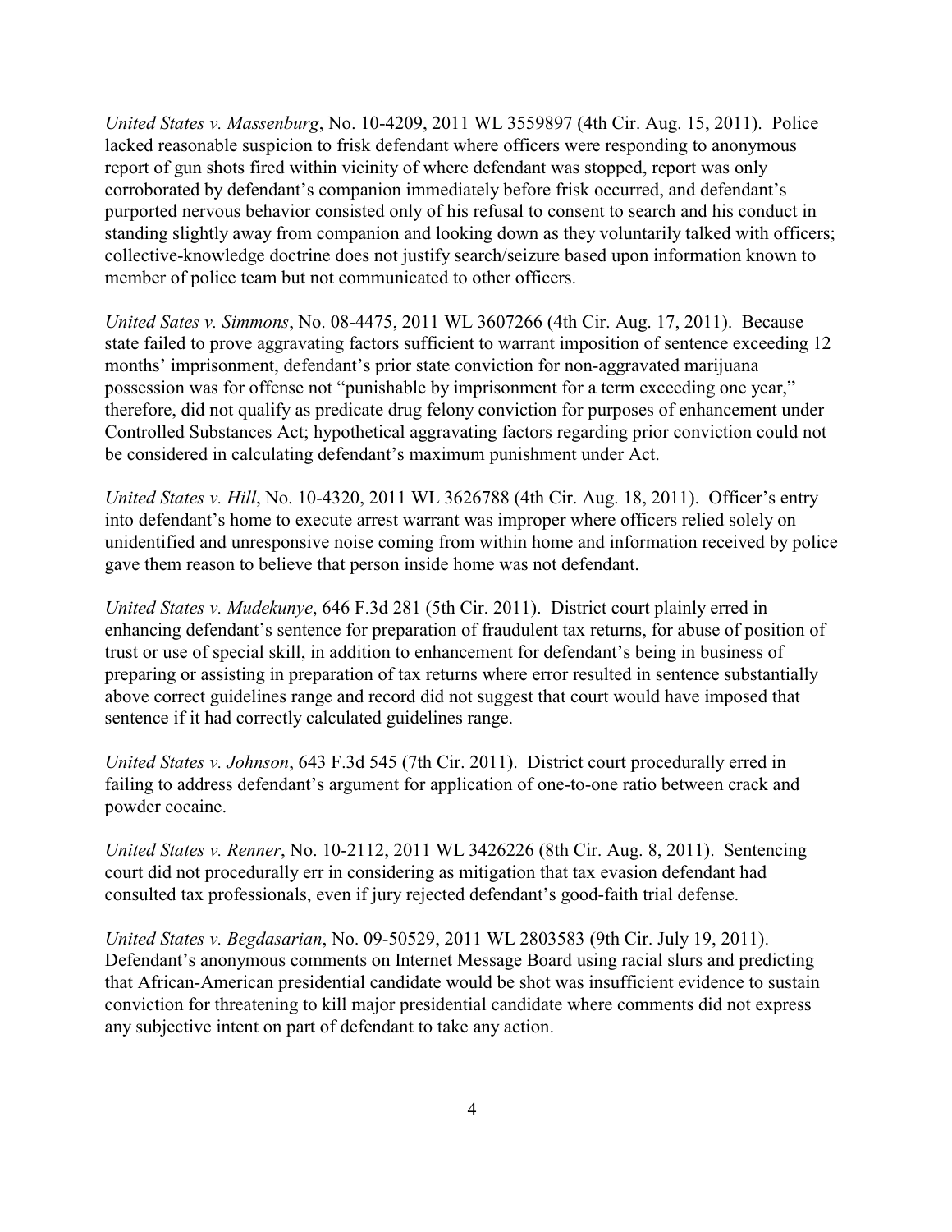*United States v. Massenburg*, No. 10-4209, 2011 WL 3559897 (4th Cir. Aug. 15, 2011). Police lacked reasonable suspicion to frisk defendant where officers were responding to anonymous report of gun shots fired within vicinity of where defendant was stopped, report was only corroborated by defendant's companion immediately before frisk occurred, and defendant's purported nervous behavior consisted only of his refusal to consent to search and his conduct in standing slightly away from companion and looking down as they voluntarily talked with officers; collective-knowledge doctrine does not justify search/seizure based upon information known to member of police team but not communicated to other officers.

*United Sates v. Simmons*, No. 08-4475, 2011 WL 3607266 (4th Cir. Aug. 17, 2011). Because state failed to prove aggravating factors sufficient to warrant imposition of sentence exceeding 12 months' imprisonment, defendant's prior state conviction for non-aggravated marijuana possession was for offense not "punishable by imprisonment for a term exceeding one year," therefore, did not qualify as predicate drug felony conviction for purposes of enhancement under Controlled Substances Act; hypothetical aggravating factors regarding prior conviction could not be considered in calculating defendant's maximum punishment under Act.

*United States v. Hill*, No. 10-4320, 2011 WL 3626788 (4th Cir. Aug. 18, 2011). Officer's entry into defendant's home to execute arrest warrant was improper where officers relied solely on unidentified and unresponsive noise coming from within home and information received by police gave them reason to believe that person inside home was not defendant.

*United States v. Mudekunye*, 646 F.3d 281 (5th Cir. 2011). District court plainly erred in enhancing defendant's sentence for preparation of fraudulent tax returns, for abuse of position of trust or use of special skill, in addition to enhancement for defendant's being in business of preparing or assisting in preparation of tax returns where error resulted in sentence substantially above correct guidelines range and record did not suggest that court would have imposed that sentence if it had correctly calculated guidelines range.

*United States v. Johnson*, 643 F.3d 545 (7th Cir. 2011). District court procedurally erred in failing to address defendant's argument for application of one-to-one ratio between crack and powder cocaine.

*United States v. Renner*, No. 10-2112, 2011 WL 3426226 (8th Cir. Aug. 8, 2011). Sentencing court did not procedurally err in considering as mitigation that tax evasion defendant had consulted tax professionals, even if jury rejected defendant's good-faith trial defense.

*United States v. Begdasarian*, No. 09-50529, 2011 WL 2803583 (9th Cir. July 19, 2011). Defendant's anonymous comments on Internet Message Board using racial slurs and predicting that African-American presidential candidate would be shot was insufficient evidence to sustain conviction for threatening to kill major presidential candidate where comments did not express any subjective intent on part of defendant to take any action.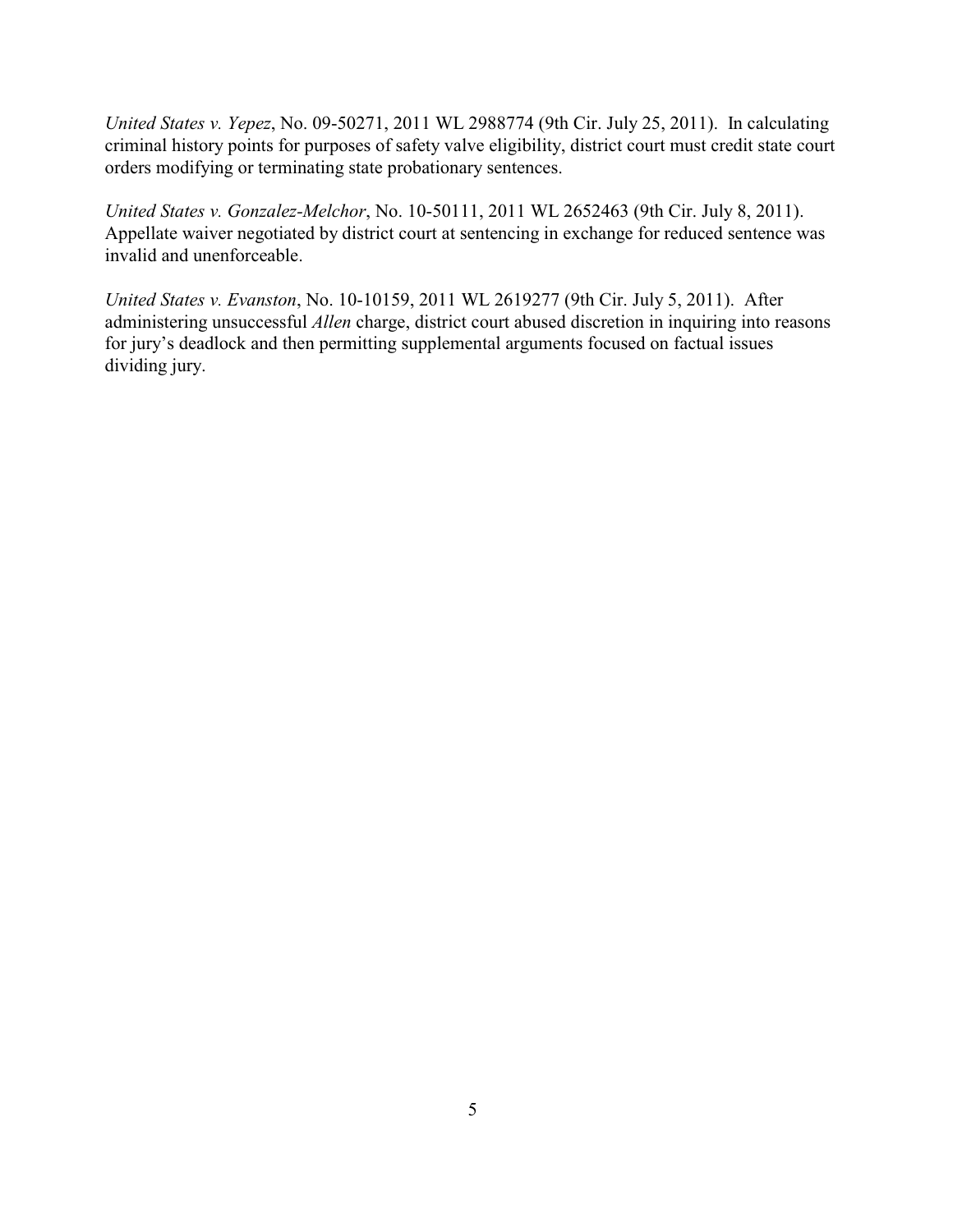*United States v. Yepez*, No. 09-50271, 2011 WL 2988774 (9th Cir. July 25, 2011). In calculating criminal history points for purposes of safety valve eligibility, district court must credit state court orders modifying or terminating state probationary sentences.

*United States v. Gonzalez-Melchor*, No. 10-50111, 2011 WL 2652463 (9th Cir. July 8, 2011). Appellate waiver negotiated by district court at sentencing in exchange for reduced sentence was invalid and unenforceable.

*United States v. Evanston*, No. 10-10159, 2011 WL 2619277 (9th Cir. July 5, 2011). After administering unsuccessful *Allen* charge, district court abused discretion in inquiring into reasons for jury's deadlock and then permitting supplemental arguments focused on factual issues dividing jury.